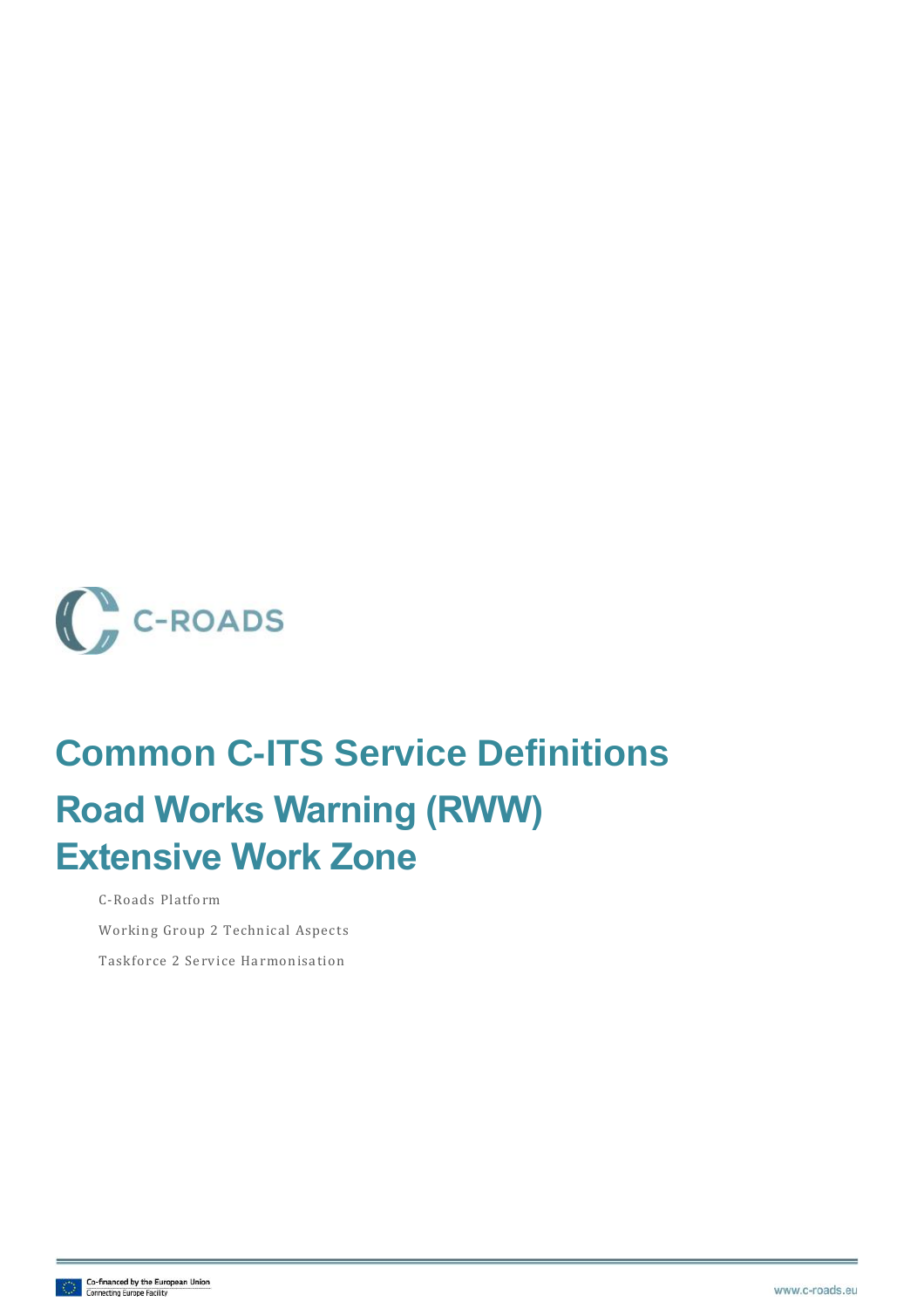C-ROADS

# Common C-ITS Service Definitions

# Road Works Warning (RWW) Extensive Work Zone

C-Roads Platform

Working Group 2 Technical Aspects

Taskforce 2 Service Harmonisation

Co-financed by the European Union
Connecting Europe Facility

www.c-roads.eu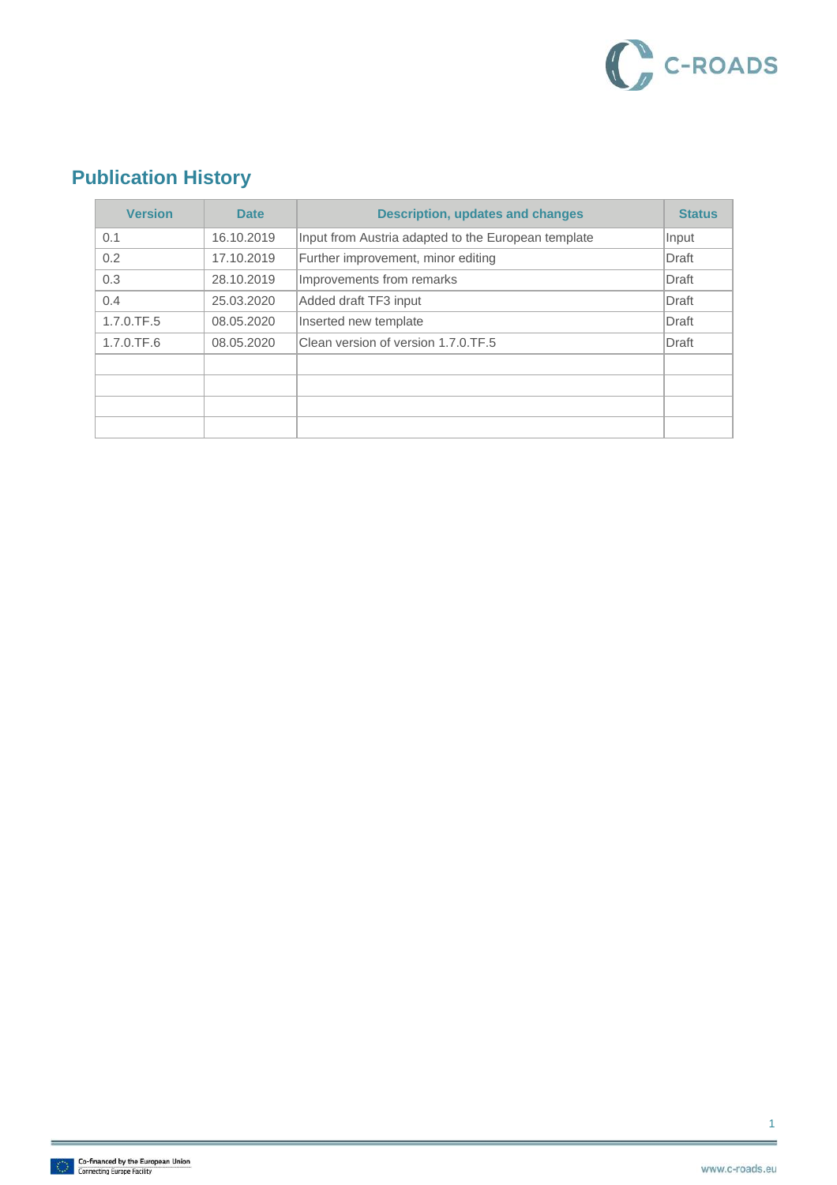# Publication History

| Version | Date | Description, updates and changes | Status |
|---|---|---|---|
| 0.1 | 16.10.2019 | Input from Austria adapted to the European template | Input |
| 0.2 | 17.10.2019 | Further improvement, minor editing | Draft |
| 0.3 | 28.10.2019 | Improvements from remarks | Draft |
| 0.4 | 25.03.2020 | Added draft TF3 input | Draft |
| 1.7.0.TF.5 | 08.05.2020 | Inserted new template | Draft |
| 1.7.0.TF.6 | 08.05.2020 | Clean version of version 1.7.0.TF.5 | Draft |
| | | | |
| | | | |
| | | | |
| | | | |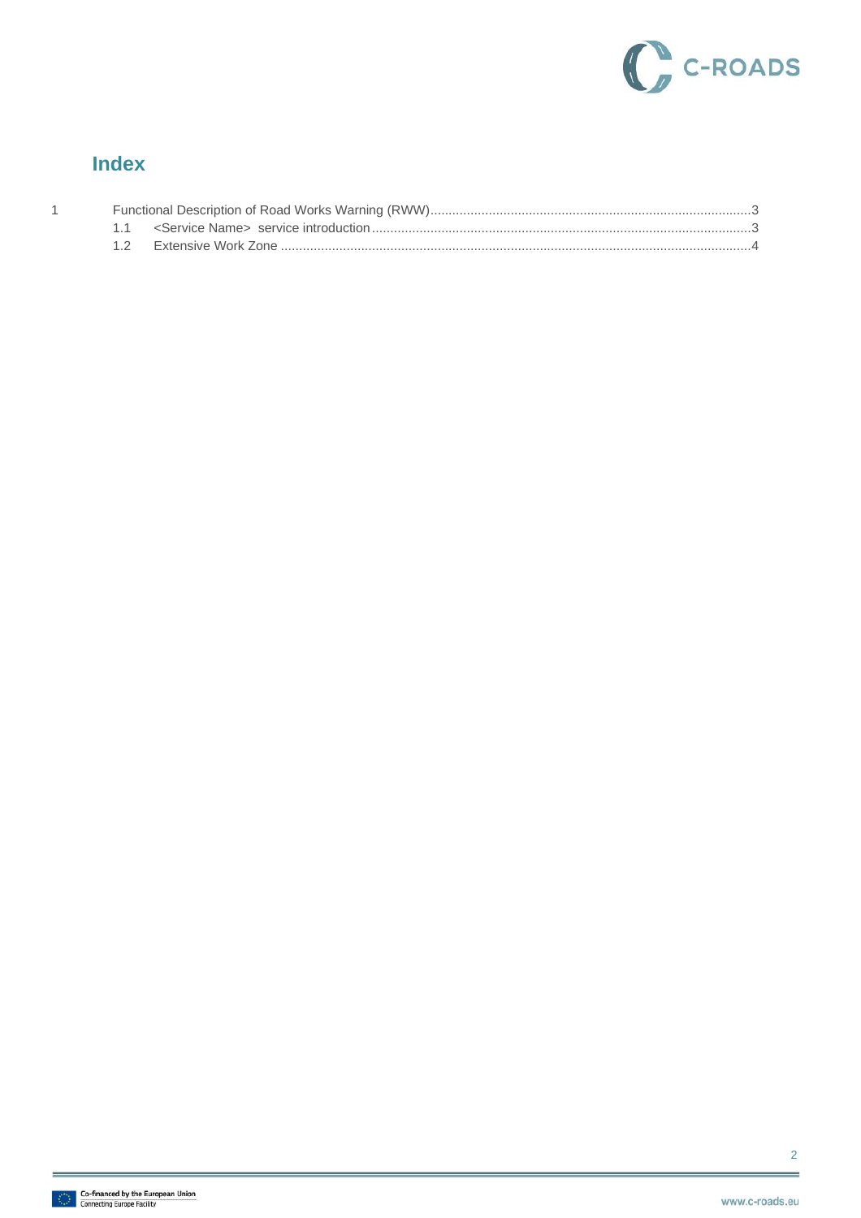# Index

1 Functional Description of Road Works Warning (RWW) ........................................ 3
   1.1 <Service Name> service introduction ........................................ 3
   1.2 Extensive Work Zone ........................................ 4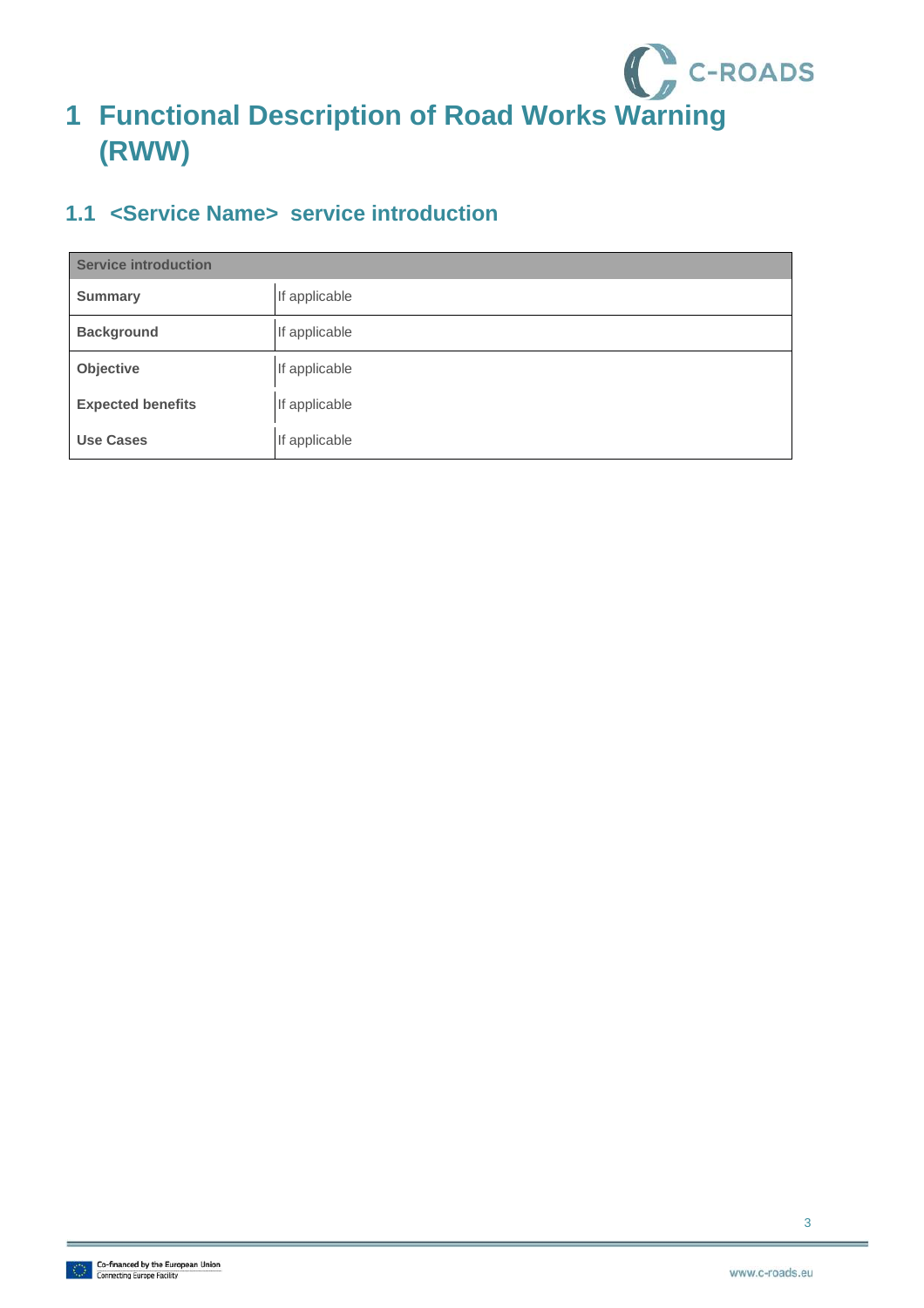# 1 Functional Description of Road Works Warning (RWW)

## 1.1 <Service Name> service introduction

| Service introduction | |
|---|---|
| **Summary** | If applicable |
| **Background** | If applicable |
| **Objective** | If applicable |
| **Expected benefits** | If applicable |
| **Use Cases** | If applicable |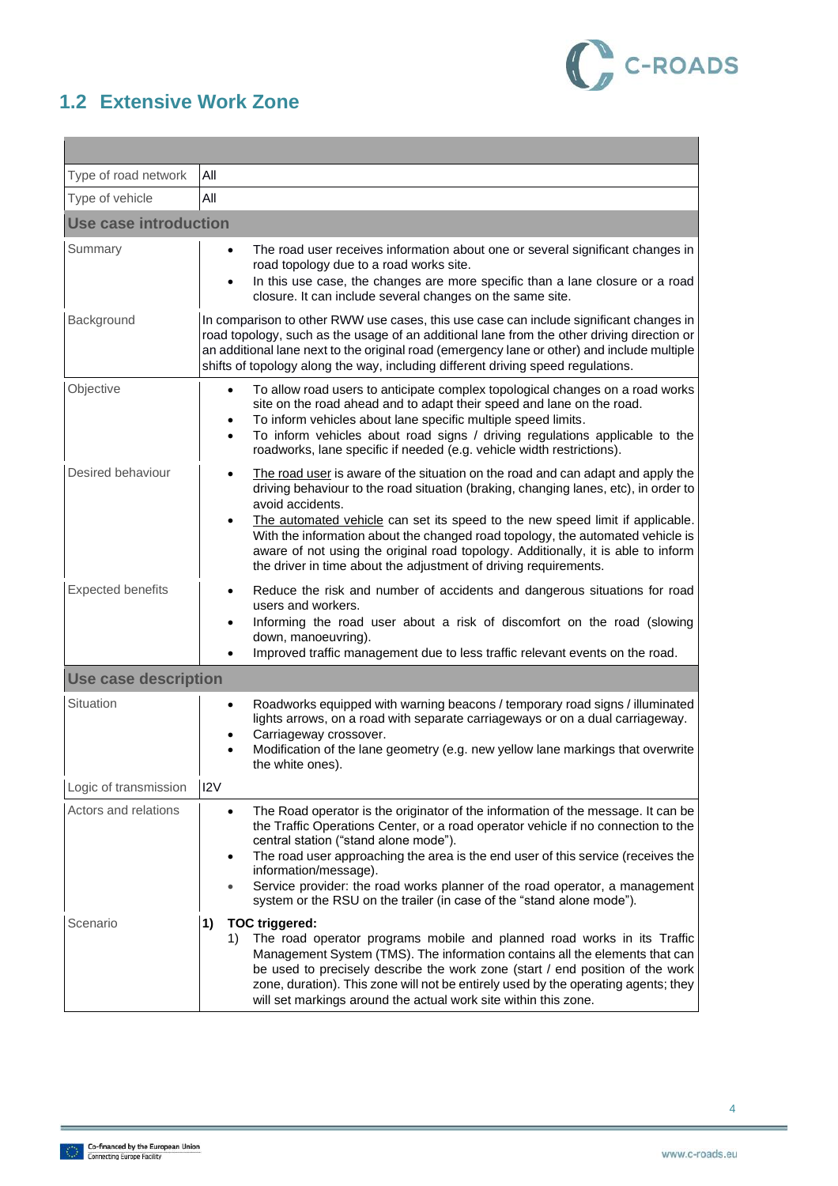## 1.2 Extensive Work Zone

| | |
|---|---|
| Type of road network | All |
| Type of vehicle | All |
| **Use case introduction** | |
| Summary | • The road user receives information about one or several significant changes in road topology due to a road works site.<br>• In this use case, the changes are more specific than a lane closure or a road closure. It can include several changes on the same site. |
| Background | In comparison to other RWW use cases, this use case can include significant changes in road topology, such as the usage of an additional lane from the other driving direction or an additional lane next to the original road (emergency lane or other) and include multiple shifts of topology along the way, including different driving speed regulations. |
| Objective | • To allow road users to anticipate complex topological changes on a road works site on the road ahead and to adapt their speed and lane on the road.<br>• To inform vehicles about lane specific multiple speed limits.<br>• To inform vehicles about road signs / driving regulations applicable to the roadworks, lane specific if needed (e.g. vehicle width restrictions). |
| Desired behaviour | • The road user is aware of the situation on the road and can adapt and apply the driving behaviour to the road situation (braking, changing lanes, etc), in order to avoid accidents.<br>• The automated vehicle can set its speed to the new speed limit if applicable. With the information about the changed road topology, the automated vehicle is aware of not using the original road topology. Additionally, it is able to inform the driver in time about the adjustment of driving requirements. |
| Expected benefits | • Reduce the risk and number of accidents and dangerous situations for road users and workers.<br>• Informing the road user about a risk of discomfort on the road (slowing down, manoeuvring).<br>• Improved traffic management due to less traffic relevant events on the road. |
| **Use case description** | |
| Situation | • Roadworks equipped with warning beacons / temporary road signs / illuminated lights arrows, on a road with separate carriageways or on a dual carriageway.<br>• Carriageway crossover.<br>• Modification of the lane geometry (e.g. new yellow lane markings that overwrite the white ones). |
| Logic of transmission | I2V |
| Actors and relations | • The Road operator is the originator of the information of the message. It can be the Traffic Operations Center, or a road operator vehicle if no connection to the central station ("stand alone mode").<br>• The road user approaching the area is the end user of this service (receives the information/message).<br>• Service provider: the road works planner of the road operator, a management system or the RSU on the trailer (in case of the "stand alone mode"). |
| Scenario | **1) TOC triggered:**<br>1) The road operator programs mobile and planned road works in its Traffic Management System (TMS). The information contains all the elements that can be used to precisely describe the work zone (start / end position of the work zone, duration). This zone will not be entirely used by the operating agents; they will set markings around the actual work site within this zone. |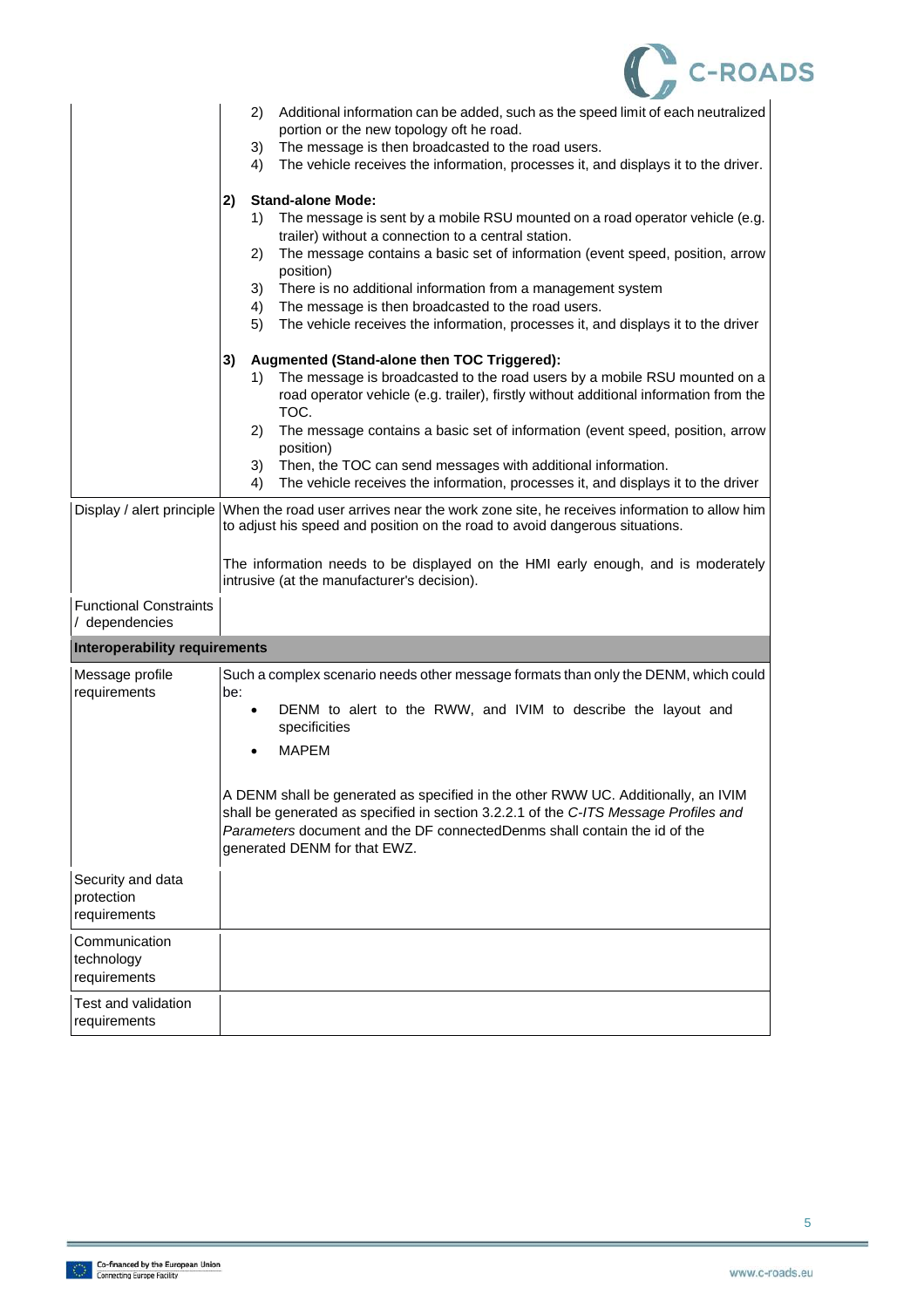| | |
|---|---|
| | 2) Additional information can be added, such as the speed limit of each neutralized portion or the new topology oft he road.<br>3) The message is then broadcasted to the road users.<br>4) The vehicle receives the information, processes it, and displays it to the driver.<br><br>**2) Stand-alone Mode:**<br>1) The message is sent by a mobile RSU mounted on a road operator vehicle (e.g. trailer) without a connection to a central station.<br>2) The message contains a basic set of information (event speed, position, arrow position)<br>3) There is no additional information from a management system<br>4) The message is then broadcasted to the road users.<br>5) The vehicle receives the information, processes it, and displays it to the driver<br><br>**3) Augmented (Stand-alone then TOC Triggered):**<br>1) The message is broadcasted to the road users by a mobile RSU mounted on a road operator vehicle (e.g. trailer), firstly without additional information from the TOC.<br>2) The message contains a basic set of information (event speed, position, arrow position)<br>3) Then, the TOC can send messages with additional information.<br>4) The vehicle receives the information, processes it, and displays it to the driver |
| Display / alert principle | When the road user arrives near the work zone site, he receives information to allow him to adjust his speed and position on the road to avoid dangerous situations.<br><br>The information needs to be displayed on the HMI early enough, and is moderately intrusive (at the manufacturer's decision). |
| Functional Constraints / dependencies | |
| **Interoperability requirements** | |
| Message profile requirements | Such a complex scenario needs other message formats than only the DENM, which could be:<br>• DENM to alert to the RWW, and IVIM to describe the layout and specificities<br>• MAPEM<br><br>A DENM shall be generated as specified in the other RWW UC. Additionally, an IVIM shall be generated as specified in section 3.2.2.1 of the *C-ITS Message Profiles and Parameters* document and the DF connectedDenms shall contain the id of the generated DENM for that EWZ. |
| Security and data protection requirements | |
| Communication technology requirements | |
| Test and validation requirements | |